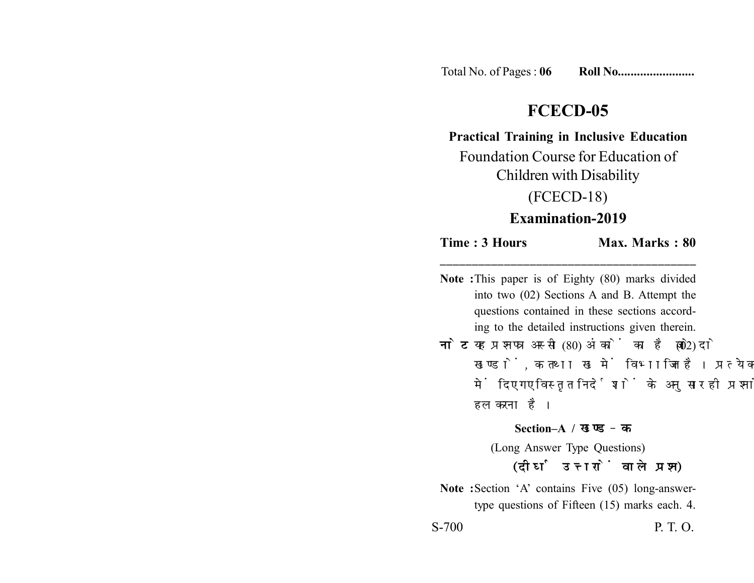Total No. of Pages : **06** **Roll No.......................**

# FCECD-05

**Practical Training in Inclusive Education**

Foundation Course for Education of Children with Disability

(FCECD-18)

**Examination-2019**

**Time : 3 Hours** **Max. Marks : 80**

---

**Note :** This paper is of Eighty (80) marks divided into two (02) Sections A and B. Attempt the questions contained in these sections according to the detailed instructions given therein.

**नोट :** यह प्रश्नपत्र अस्सी (80) अंकों का है जो दो (02) खण्डों, क तथा ख में विभाजित है। प्रत्येक खण्ड में दिए गए विस्तृत निर्देशों के अनुसार ही प्रश्नों को हल करना है।

## Section–A / खण्ड–क

(Long Answer Type Questions)

**(दीर्घ उत्तरों वाले प्रश्न)**

**Note :** Section 'A' contains Five (05) long-answer-type questions of Fifteen (15) marks each. 4.

S-700 P. T. O.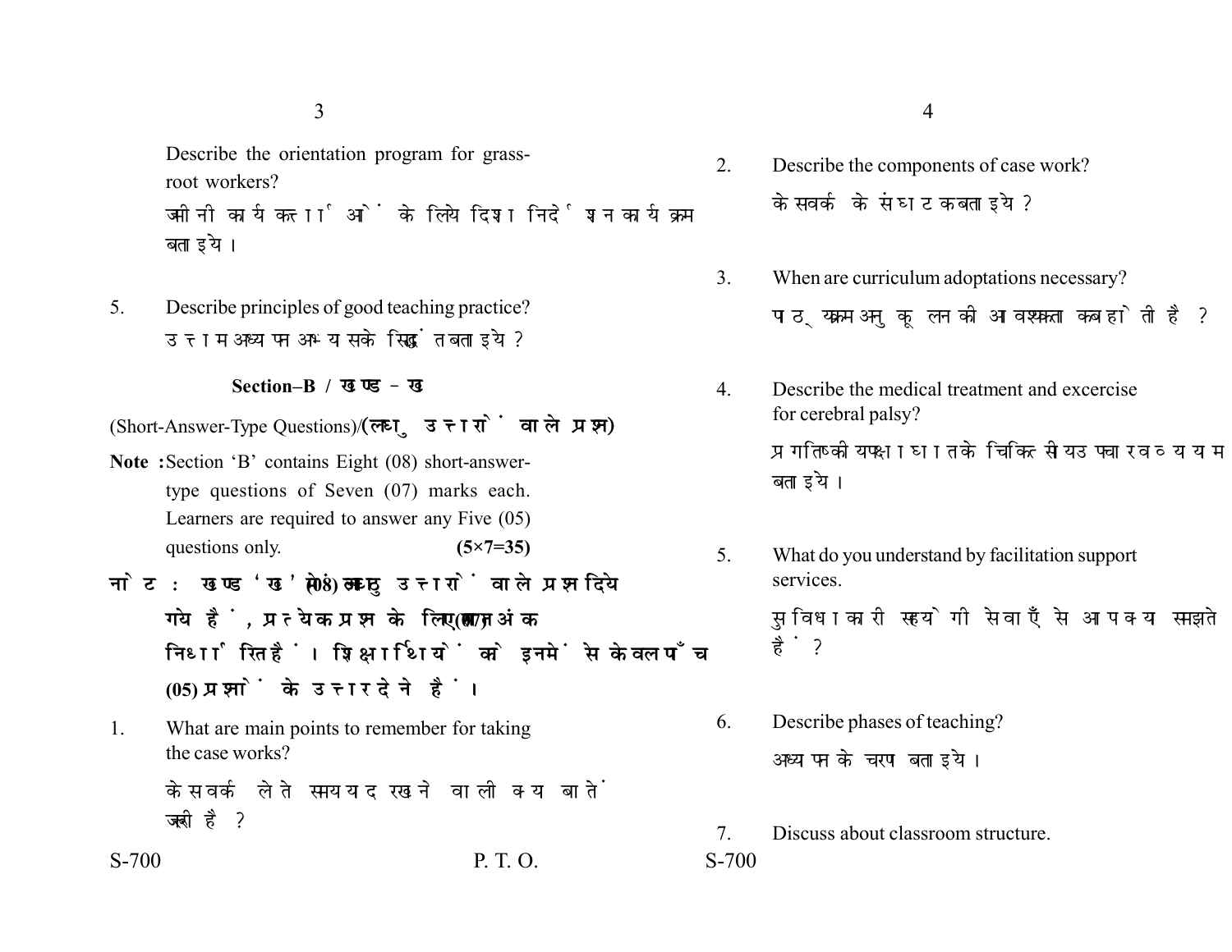Describe the orientation program for grass-root workers?

जमीनी कार्यकर्ताओं के लिये दिशा निर्देशन कार्यक्रम बताइये।

5. Describe principles of good teaching practice?

उत्तम अध्यापन अभ्यास के सिद्धांत बताइये?

## Section–B / खण्ड – ख

(Short-Answer-Type Questions)/(लघु उत्तरों वाले प्रश्न)

**Note :** Section 'B' contains Eight (08) short-answer-type questions of Seven (07) marks each. Learners are required to answer any Five (05) questions only. **(5×7=35)**

**नोट :** खण्ड 'ख' में **आठ (08)** लघु उत्तरों वाले प्रश्न दिये गये हैं, प्रत्येक प्रश्न के लिए **सात (07)** अंक निर्धारित हैं। शिक्षार्थियों को इनमें से केवल **पाँच (05)** प्रश्नों के उत्तर देने हैं।

1. What are main points to remember for taking the case works?

केसवर्क लेते समय याद रखने वाली क्या बातें जरूरी है?

2. Describe the components of case work?

केसवर्क के संघटक बताइये?

3. When are curriculum adoptations necessary?

पाठ्यक्रम अनुकूलन की आवश्यकता कब होती है?

4. Describe the medical treatment and excercise for cerebral palsy?

प्रमस्तिष्कीय पक्षाघात के चिकित्सीय उपचार व व्यायाम बताइये।

5. What do you understand by facilitation support services.

सुविधाकारी सहयोगी सेवाएँ से आप क्या समझते हैं?

6. Describe phases of teaching?

अध्यापन के चरण बताइये।

7. Discuss about classroom structure.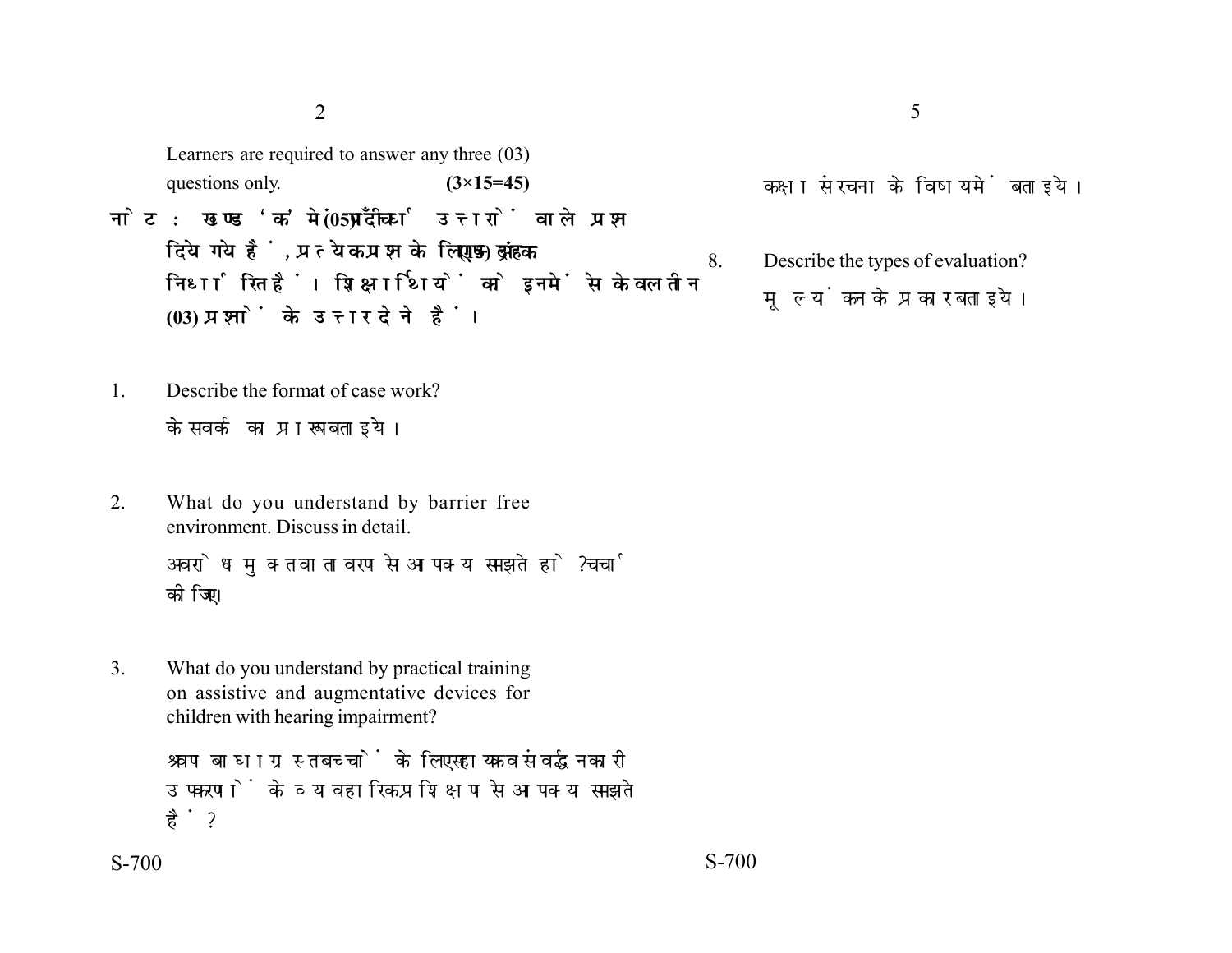Learners are required to answer any three (03) questions only. **(3×15=45)**

**नोट : खण्ड 'क' में (05) दीर्घ उत्तरों वाले प्रश्न दिये गये हैं, प्रत्येक प्रश्न के लिए (15) अंक निर्धारित हैं। शिक्षार्थियों को इनमें से केवल तीन (03) प्रश्नों के उत्तर देने हैं।**

1. Describe the format of case work?

   केसवर्क का प्रारूप बताइये।

2. What do you understand by barrier free environment. Discuss in detail.

   अवरोध मुक्त वातावरण से आप क्या समझते हो? चर्चा कीजिए।

3. What do you understand by practical training on assistive and augmentative devices for children with hearing impairment?

   श्रवण बाधाग्रस्त बच्चों के लिए सहायक व संवर्द्धनकारी उपकरणों के व्यवहारिक प्रशिक्षण से आप क्या समझते हैं?

कक्षा संरचना के विषय में बताइये।

8. Describe the types of evaluation?

   मूल्यांकन के प्रकार बताइये।